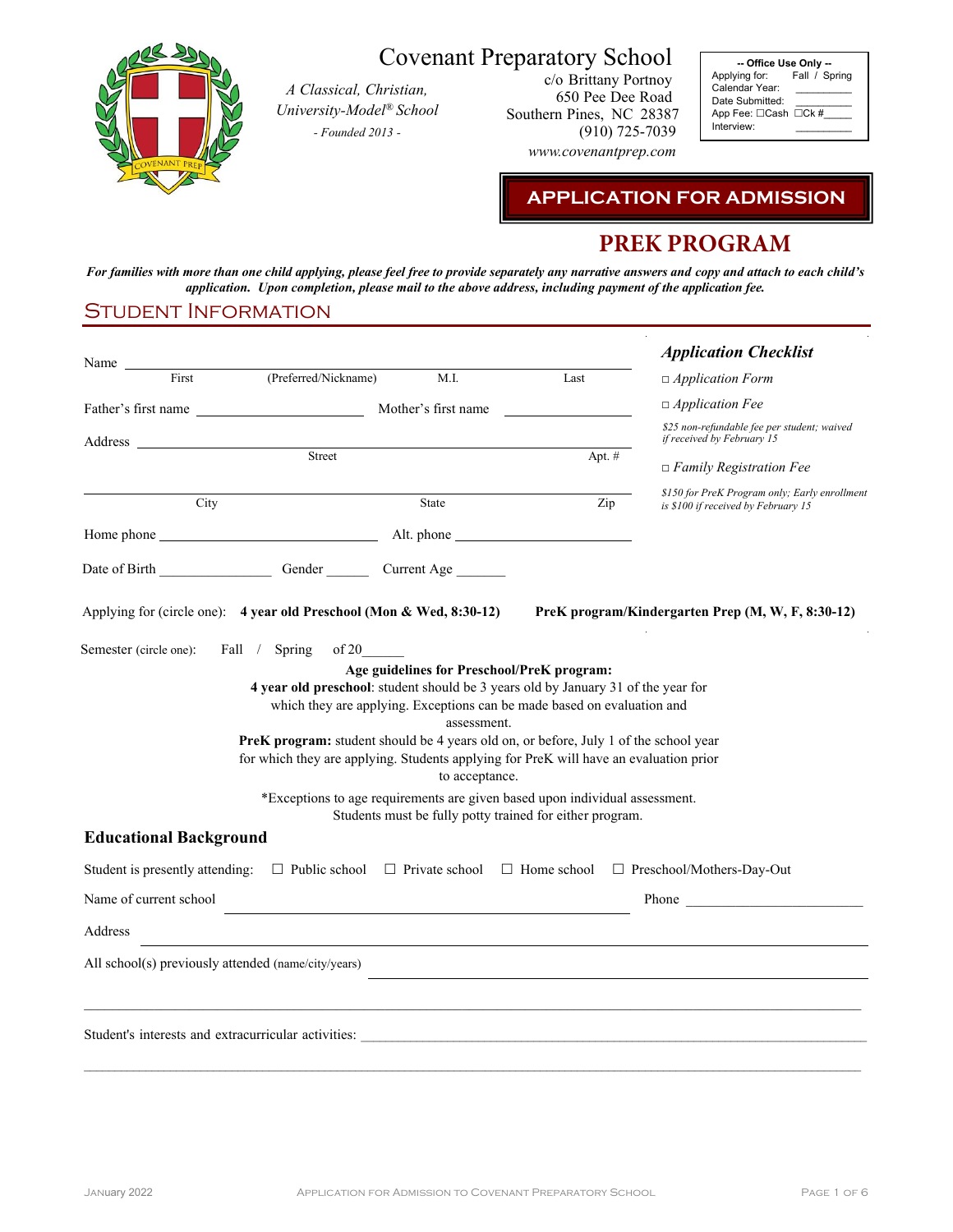# Covenant Preparatory School

*A Classical, Christian, University-Model® School*

*- Founded 2013 -*

c/o Brittany Portnoy
650 Pee Dee Road
Southern Pines, NC 28387
(910) 725-7039
*www.covenantprep.com*

**-- Office Use Only --**
Applying for: Fall / Spring
Calendar Year: ________
Date Submitted: ________
App Fee: ☐Cash ☐Ck #____
Interview: ________

## APPLICATION FOR ADMISSION

## PREK PROGRAM

***For families with more than one child applying, please feel free to provide separately any narrative answers and copy and attach to each child's application. Upon completion, please mail to the above address, including payment of the application fee.***

## Student Information

Name ____________________________________________________________
First (Preferred/Nickname) M.I. Last

Father's first name ______________________ Mother's first name ________________

Address ____________________________________________________________
Street Apt. #

____________________________________________________________
City State Zip

Home phone ____________________________ Alt. phone ______________________

Date of Birth ________________ Gender ______ Current Age _______

### *Application Checklist*

□ *Application Form*

□ *Application Fee*

*$25 non-refundable fee per student; waived if received by February 15*

□ *Family Registration Fee*

*$150 for PreK Program only; Early enrollment is $100 if received by February 15*

Applying for (circle one): **4 year old Preschool (Mon & Wed, 8:30-12)** **PreK program/Kindergarten Prep (M, W, F, 8:30-12)**

Semester (circle one): Fall / Spring of 20______

**Age guidelines for Preschool/PreK program:**

**4 year old preschool**: student should be 3 years old by January 31 of the year for which they are applying. Exceptions can be made based on evaluation and assessment.

**PreK program:** student should be 4 years old on, or before, July 1 of the school year for which they are applying. Students applying for PreK will have an evaluation prior to acceptance.

*Exceptions to age requirements are given based upon individual assessment. Students must be fully potty trained for either program.

### Educational Background

Student is presently attending: ☐ Public school ☐ Private school ☐ Home school ☐ Preschool/Mothers-Day-Out

Name of current school ______________________________________ Phone ______________________

Address ____________________________________________________________

All school(s) previously attended (name/city/years) ____________________________________________

____________________________________________________________

Student's interests and extracurricular activities: ____________________________________________

____________________________________________________________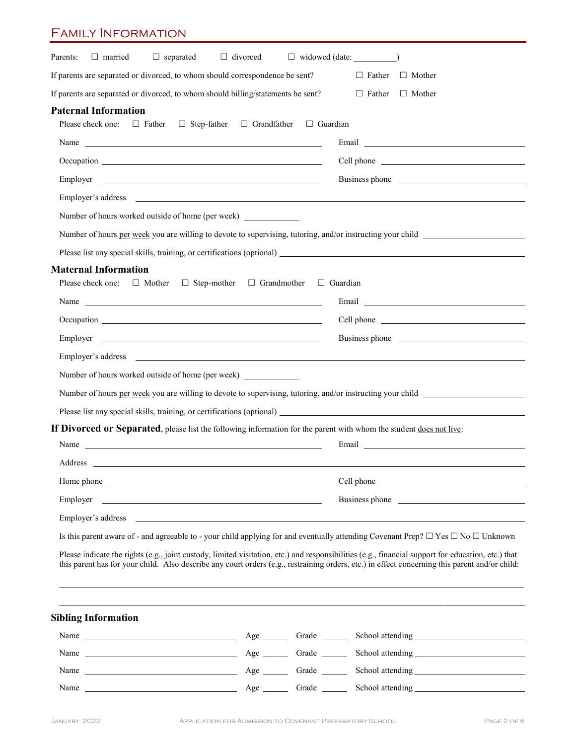## Family Information

Parents: ☐ married ☐ separated ☐ divorced ☐ widowed (date: __________)

If parents are separated or divorced, to whom should correspondence be sent? ☐ Father ☐ Mother

If parents are separated or divorced, to whom should billing/statements be sent? ☐ Father ☐ Mother

### Paternal Information

Please check one: ☐ Father ☐ Step-father ☐ Grandfather ☐ Guardian

Name ______________________________ Email ______________________________

Occupation ______________________________ Cell phone ______________________________

Employer ______________________________ Business phone ______________________________

Employer's address ______________________________

Number of hours worked outside of home (per week) ____________

Number of hours per week you are willing to devote to supervising, tutoring, and/or instructing your child ____________

Please list any special skills, training, or certifications (optional) ______________________________

### Maternal Information

Please check one: ☐ Mother ☐ Step-mother ☐ Grandmother ☐ Guardian

Name ______________________________ Email ______________________________

Occupation ______________________________ Cell phone ______________________________

Employer ______________________________ Business phone ______________________________

Employer's address ______________________________

Number of hours worked outside of home (per week) ____________

Number of hours per week you are willing to devote to supervising, tutoring, and/or instructing your child ____________

Please list any special skills, training, or certifications (optional) ______________________________

**If Divorced or Separated**, please list the following information for the parent with whom the student does not live:

Name ______________________________ Email ______________________________

Address ______________________________

Home phone ______________________________ Cell phone ______________________________

Employer ______________________________ Business phone ______________________________

Employer's address ______________________________

Is this parent aware of - and agreeable to - your child applying for and eventually attending Covenant Prep? ☐ Yes ☐ No ☐ Unknown

Please indicate the rights (e.g., joint custody, limited visitation, etc.) and responsibilities (e.g., financial support for education, etc.) that this parent has for your child. Also describe any court orders (e.g., restraining orders, etc.) in effect concerning this parent and/or child:

______________________________

______________________________

### Sibling Information

Name ______________________________ Age ______ Grade ______ School attending ______________________________

Name ______________________________ Age ______ Grade ______ School attending ______________________________

Name ______________________________ Age ______ Grade ______ School attending ______________________________

Name ______________________________ Age ______ Grade ______ School attending ______________________________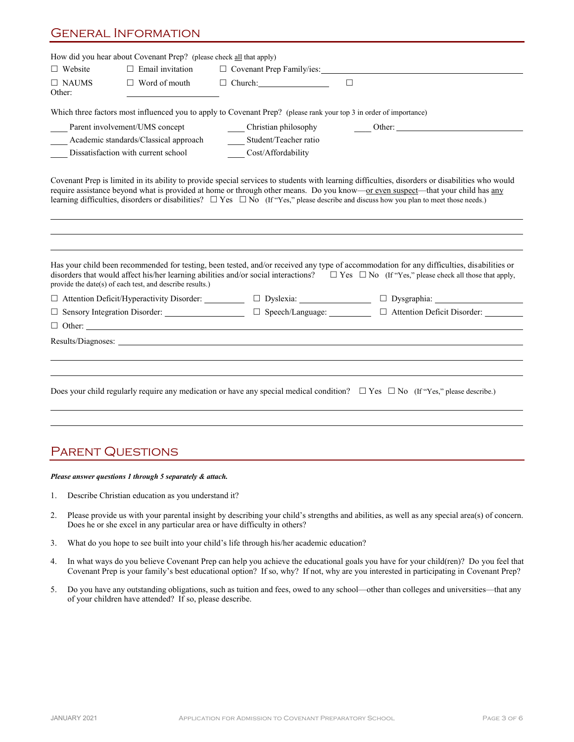## General Information

How did you hear about Covenant Prep? (please check all that apply)

☐ Website ☐ Email invitation ☐ Covenant Prep Family/ies: ____________________

☐ NAUMS ☐ Word of mouth ☐ Church: ____________ ☐ Other: ____________

Which three factors most influenced you to apply to Covenant Prep? (please rank your top 3 in order of importance)

____ Parent involvement/UMS concept ____ Christian philosophy ____ Other: ____________

____ Academic standards/Classical approach ____ Student/Teacher ratio

____ Dissatisfaction with current school ____ Cost/Affordability

Covenant Prep is limited in its ability to provide special services to students with learning difficulties, disorders or disabilities who would require assistance beyond what is provided at home or through other means. Do you know—or even suspect—that your child has any learning difficulties, disorders or disabilities? ☐ Yes ☐ No (If "Yes," please describe and discuss how you plan to meet those needs.)

______________________________________________________________________

______________________________________________________________________

______________________________________________________________________

Has your child been recommended for testing, been tested, and/or received any type of accommodation for any difficulties, disabilities or disorders that would affect his/her learning abilities and/or social interactions? ☐ Yes ☐ No (If "Yes," please check all those that apply, provide the date(s) of each test, and describe results.)

☐ Attention Deficit/Hyperactivity Disorder: ________ ☐ Dyslexia: ____________ ☐ Dysgraphia: ____________

☐ Sensory Integration Disorder: ____________ ☐ Speech/Language: ________ ☐ Attention Deficit Disorder: ________

☐ Other: ______________________________________________________________________

Results/Diagnoses: ______________________________________________________________________

______________________________________________________________________

______________________________________________________________________

Does your child regularly require any medication or have any special medical condition? ☐ Yes ☐ No (If "Yes," please describe.)

______________________________________________________________________

______________________________________________________________________

## Parent Questions

***Please answer questions 1 through 5 separately & attach.***

1. Describe Christian education as you understand it?
2. Please provide us with your parental insight by describing your child's strengths and abilities, as well as any special area(s) of concern. Does he or she excel in any particular area or have difficulty in others?
3. What do you hope to see built into your child's life through his/her academic education?
4. In what ways do you believe Covenant Prep can help you achieve the educational goals you have for your child(ren)? Do you feel that Covenant Prep is your family's best educational option? If so, why? If not, why are you interested in participating in Covenant Prep?
5. Do you have any outstanding obligations, such as tuition and fees, owed to any school—other than colleges and universities—that any of your children have attended? If so, please describe.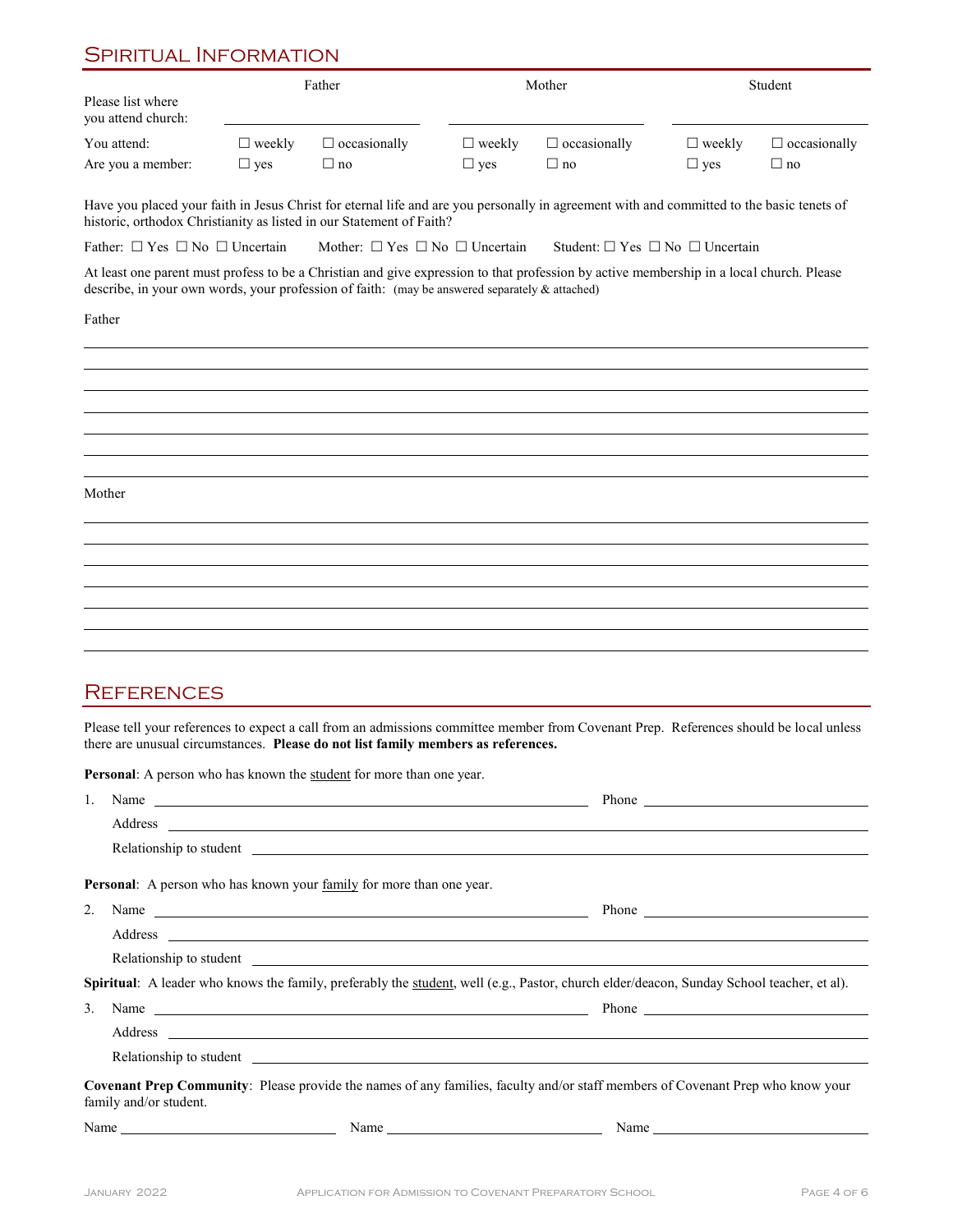## Spiritual Information

| | Father | | Mother | | Student | |
|---|---|---|---|---|---|---|
| Please list where you attend church: | ____________ | | ____________ | | ____________ | |
| You attend: | ☐ weekly | ☐ occasionally | ☐ weekly | ☐ occasionally | ☐ weekly | ☐ occasionally |
| Are you a member: | ☐ yes | ☐ no | ☐ yes | ☐ no | ☐ yes | ☐ no |

Have you placed your faith in Jesus Christ for eternal life and are you personally in agreement with and committed to the basic tenets of historic, orthodox Christianity as listed in our Statement of Faith?

Father: ☐ Yes ☐ No ☐ Uncertain   Mother: ☐ Yes ☐ No ☐ Uncertain   Student: ☐ Yes ☐ No ☐ Uncertain

At least one parent must profess to be a Christian and give expression to that profession by active membership in a local church. Please describe, in your own words, your profession of faith: (may be answered separately & attached)

Father

_______________________________________________

_______________________________________________

_______________________________________________

_______________________________________________

_______________________________________________

_______________________________________________

_______________________________________________

Mother

_______________________________________________

_______________________________________________

_______________________________________________

_______________________________________________

_______________________________________________

_______________________________________________

_______________________________________________

## References

Please tell your references to expect a call from an admissions committee member from Covenant Prep. References should be local unless there are unusual circumstances. **Please do not list family members as references.**

**Personal**: A person who has known the student for more than one year.

1. Name ______________________ Phone ______________

   Address ______________________

   Relationship to student ______________________

**Personal**: A person who has known your family for more than one year.

2. Name ______________________ Phone ______________

   Address ______________________

   Relationship to student ______________________

**Spiritual**: A leader who knows the family, preferably the student, well (e.g., Pastor, church elder/deacon, Sunday School teacher, et al).

3. Name ______________________ Phone ______________

   Address ______________________

   Relationship to student ______________________

**Covenant Prep Community**: Please provide the names of any families, faculty and/or staff members of Covenant Prep who know your family and/or student.

Name ______________ Name ______________ Name ______________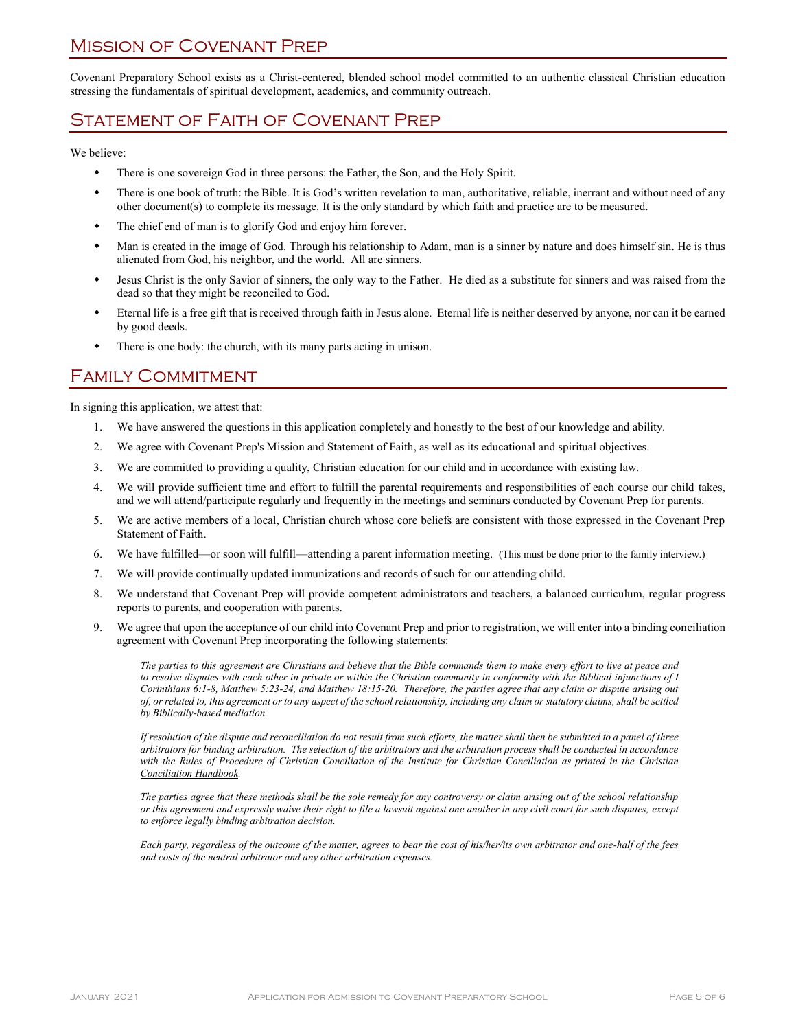## Mission of Covenant Prep

Covenant Preparatory School exists as a Christ-centered, blended school model committed to an authentic classical Christian education stressing the fundamentals of spiritual development, academics, and community outreach.

## Statement of Faith of Covenant Prep

We believe:

- There is one sovereign God in three persons: the Father, the Son, and the Holy Spirit.
- There is one book of truth: the Bible. It is God's written revelation to man, authoritative, reliable, inerrant and without need of any other document(s) to complete its message. It is the only standard by which faith and practice are to be measured.
- The chief end of man is to glorify God and enjoy him forever.
- Man is created in the image of God. Through his relationship to Adam, man is a sinner by nature and does himself sin. He is thus alienated from God, his neighbor, and the world. All are sinners.
- Jesus Christ is the only Savior of sinners, the only way to the Father. He died as a substitute for sinners and was raised from the dead so that they might be reconciled to God.
- Eternal life is a free gift that is received through faith in Jesus alone. Eternal life is neither deserved by anyone, nor can it be earned by good deeds.
- There is one body: the church, with its many parts acting in unison.

## Family Commitment

In signing this application, we attest that:

1. We have answered the questions in this application completely and honestly to the best of our knowledge and ability.
2. We agree with Covenant Prep's Mission and Statement of Faith, as well as its educational and spiritual objectives.
3. We are committed to providing a quality, Christian education for our child and in accordance with existing law.
4. We will provide sufficient time and effort to fulfill the parental requirements and responsibilities of each course our child takes, and we will attend/participate regularly and frequently in the meetings and seminars conducted by Covenant Prep for parents.
5. We are active members of a local, Christian church whose core beliefs are consistent with those expressed in the Covenant Prep Statement of Faith.
6. We have fulfilled—or soon will fulfill—attending a parent information meeting. (This must be done prior to the family interview.)
7. We will provide continually updated immunizations and records of such for our attending child.
8. We understand that Covenant Prep will provide competent administrators and teachers, a balanced curriculum, regular progress reports to parents, and cooperation with parents.
9. We agree that upon the acceptance of our child into Covenant Prep and prior to registration, we will enter into a binding conciliation agreement with Covenant Prep incorporating the following statements:

   *The parties to this agreement are Christians and believe that the Bible commands them to make every effort to live at peace and to resolve disputes with each other in private or within the Christian community in conformity with the Biblical injunctions of I Corinthians 6:1-8, Matthew 5:23-24, and Matthew 18:15-20. Therefore, the parties agree that any claim or dispute arising out of, or related to, this agreement or to any aspect of the school relationship, including any claim or statutory claims, shall be settled by Biblically-based mediation.*

   *If resolution of the dispute and reconciliation do not result from such efforts, the matter shall then be submitted to a panel of three arbitrators for binding arbitration. The selection of the arbitrators and the arbitration process shall be conducted in accordance with the Rules of Procedure of Christian Conciliation of the Institute for Christian Conciliation as printed in the Christian Conciliation Handbook.*

   *The parties agree that these methods shall be the sole remedy for any controversy or claim arising out of the school relationship or this agreement and expressly waive their right to file a lawsuit against one another in any civil court for such disputes, except to enforce legally binding arbitration decision.*

   *Each party, regardless of the outcome of the matter, agrees to bear the cost of his/her/its own arbitrator and one-half of the fees and costs of the neutral arbitrator and any other arbitration expenses.*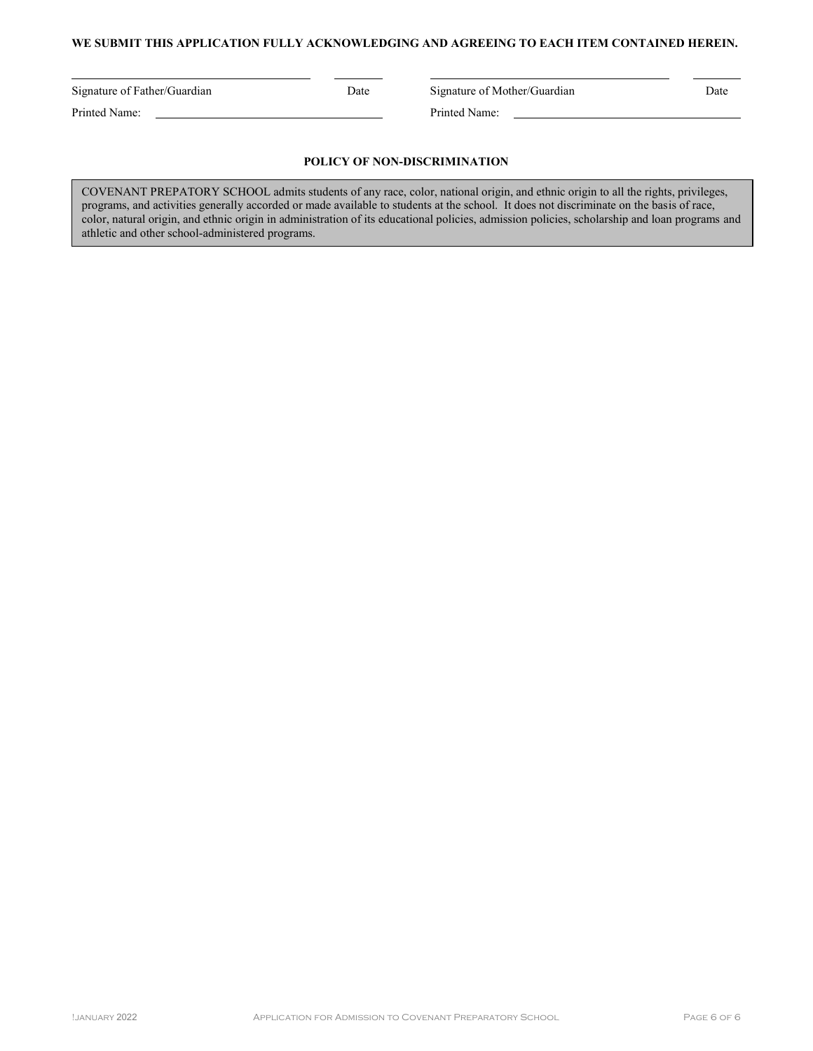**WE SUBMIT THIS APPLICATION FULLY ACKNOWLEDGING AND AGREEING TO EACH ITEM CONTAINED HEREIN.**

| ______________________________ | ________ | ______________________________ | ________ |
|---|---|---|---|
| Signature of Father/Guardian | Date | Signature of Mother/Guardian | Date |
| Printed Name: ______________________________ | | Printed Name: ______________________________ | |

**POLICY OF NON-DISCRIMINATION**

COVENANT PREPATORY SCHOOL admits students of any race, color, national origin, and ethnic origin to all the rights, privileges, programs, and activities generally accorded or made available to students at the school. It does not discriminate on the basis of race, color, natural origin, and ethnic origin in administration of its educational policies, admission policies, scholarship and loan programs and athletic and other school-administered programs.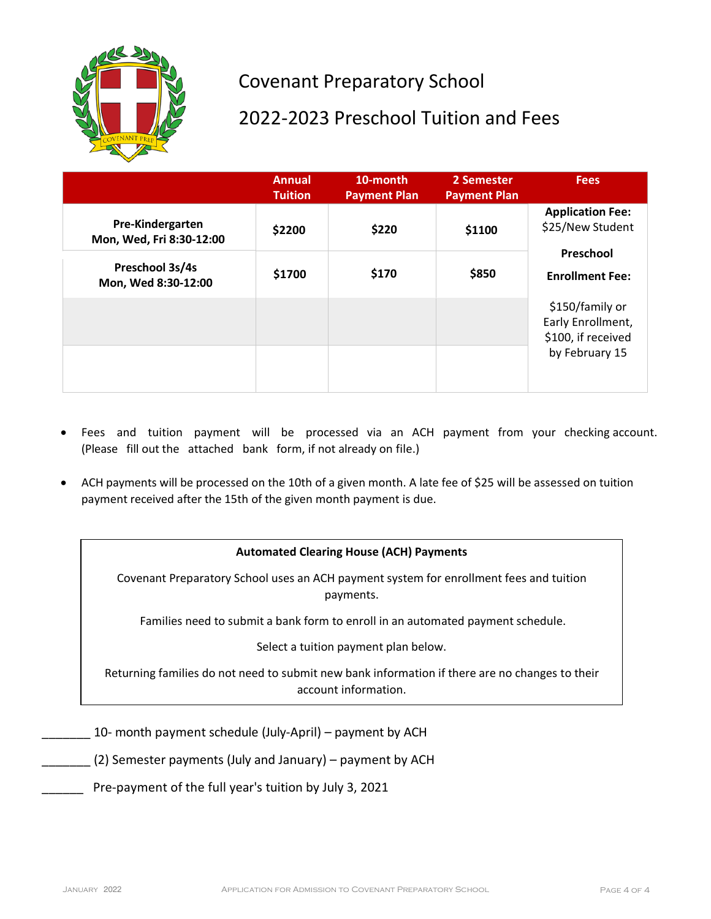# Covenant Preparatory School

## 2022-2023 Preschool Tuition and Fees

| | Annual Tuition | 10-month Payment Plan | 2 Semester Payment Plan | Fees |
|---|---|---|---|---|
| **Pre-Kindergarten Mon, Wed, Fri 8:30-12:00** | **$2200** | **$220** | **$1100** | **Application Fee:** $25/New Student |
| **Preschool 3s/4s Mon, Wed 8:30-12:00** | **$1700** | **$170** | **$850** | **Preschool Enrollment Fee:** |
| | | | | $150/family or Early Enrollment, $100, if received by February 15 |
| | | | | |

- Fees and tuition payment will be processed via an ACH payment from your checking account. (Please fill out the attached bank form, if not already on file.)
- ACH payments will be processed on the 10th of a given month. A late fee of $25 will be assessed on tuition payment received after the 15th of the given month payment is due.

**Automated Clearing House (ACH) Payments**

Covenant Preparatory School uses an ACH payment system for enrollment fees and tuition payments.

Families need to submit a bank form to enroll in an automated payment schedule.

Select a tuition payment plan below.

Returning families do not need to submit new bank information if there are no changes to their account information.

_______ 10- month payment schedule (July-April) – payment by ACH

_______ (2) Semester payments (July and January) – payment by ACH

______ Pre-payment of the full year's tuition by July 3, 2021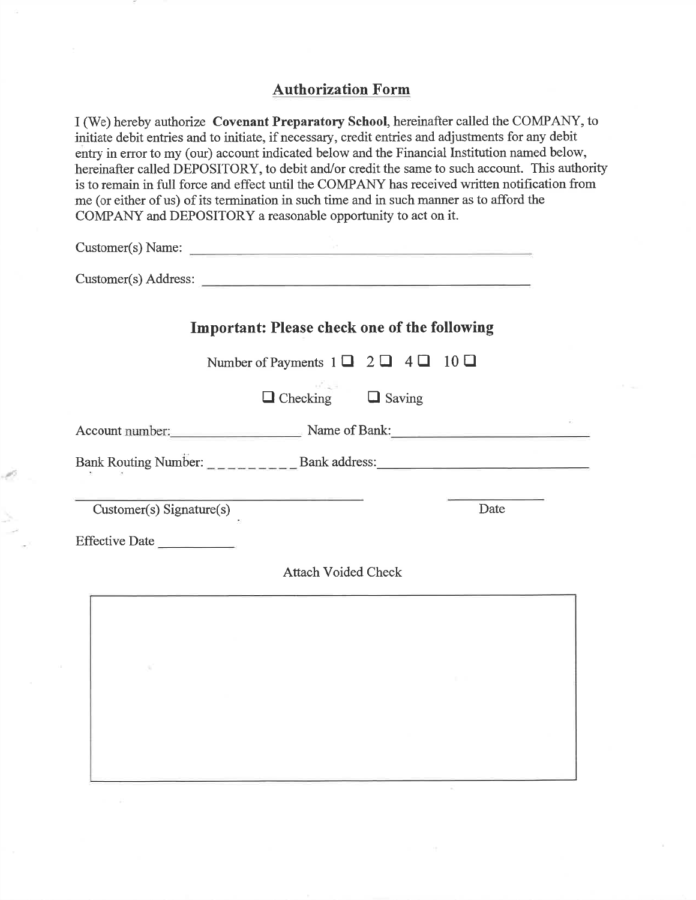## Authorization Form

I (We) hereby authorize **Covenant Preparatory School**, hereinafter called the COMPANY, to initiate debit entries and to initiate, if necessary, credit entries and adjustments for any debit entry in error to my (our) account indicated below and the Financial Institution named below, hereinafter called DEPOSITORY, to debit and/or credit the same to such account. This authority is to remain in full force and effect until the COMPANY has received written notification from me (or either of us) of its termination in such time and in such manner as to afford the COMPANY and DEPOSITORY a reasonable opportunity to act on it.

Customer(s) Name: ______________________________________________

Customer(s) Address: ____________________________________________

### Important: Please check one of the following

Number of Payments 1 ☐ 2 ☐ 4 ☐ 10 ☐

☐ Checking ☐ Saving

Account number: __________________ Name of Bank: __________________________

Bank Routing Number: _ _ _ _ _ _ _ _ _ Bank address: ____________________________

_______________________________________ ____________

Customer(s) Signature(s) Date

Effective Date __________

Attach Voided Check